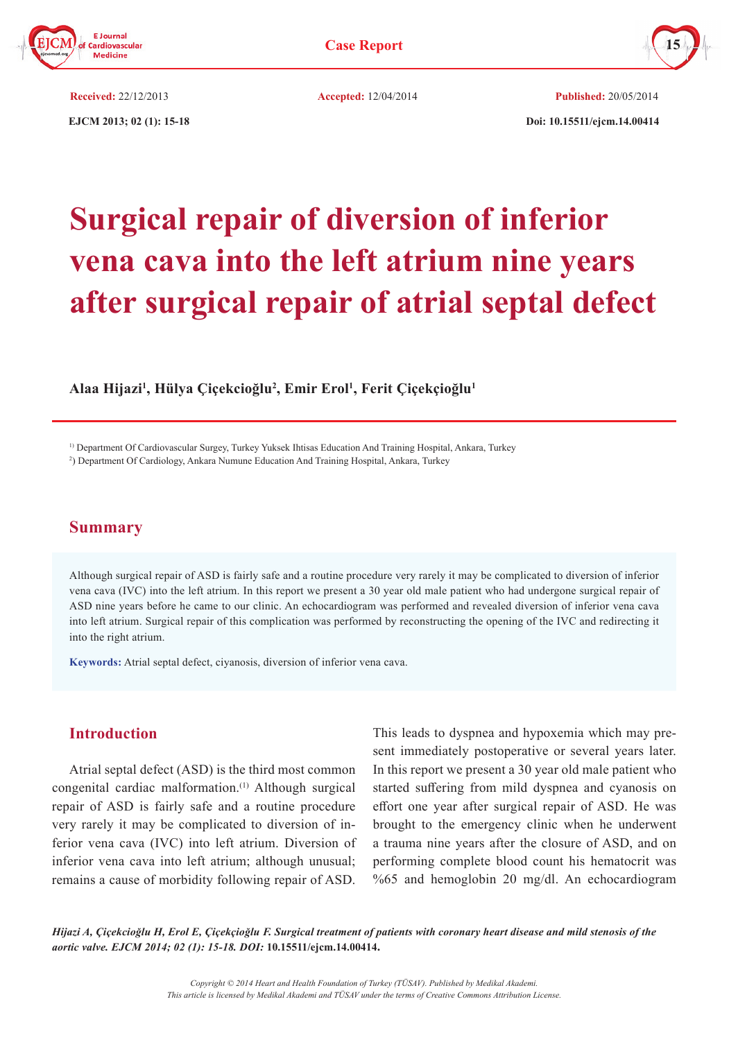**Received:** 22/12/2013 **Accepted:** 12/04/2014 **Published:** 20/05/2014

**Doi: 10.15511/ejcm.14.00414**

# Surgical repair of diversion of inferior vena cava into the left atrium nine years after surgical repair of atrial septal defect

**Alaa Hijazi[1], Hülya Çiçekcioğlu[2], Emir Erol[1], Ferit Çiçekçioğlu[1]**

[1]) Department Of Cardiovascular Surgey, Turkey Yuksek Ihtisas Education And Training Hospital, Ankara, Turkey

[2]) Department Of Cardiology, Ankara Numune Education And Training Hospital, Ankara, Turkey

## Summary

Although surgical repair of ASD is fairly safe and a routine procedure very rarely it may be complicated to diversion of inferior vena cava (IVC) into the left atrium. In this report we present a 30 year old male patient who had undergone surgical repair of ASD nine years before he came to our clinic. An echocardiogram was performed and revealed diversion of inferior vena cava into left atrium. Surgical repair of this complication was performed by reconstructing the opening of the IVC and redirecting it into the right atrium.

**Keywords:** Atrial septal defect, ciyanosis, diversion of inferior vena cava.

## Introduction

Atrial septal defect (ASD) is the third most common congenital cardiac malformation.[1] Although surgical repair of ASD is fairly safe and a routine procedure very rarely it may be complicated to diversion of inferior vena cava (IVC) into left atrium. Diversion of inferior vena cava into left atrium; although unusual; remains a cause of morbidity following repair of ASD. This leads to dyspnea and hypoxemia which may present immediately postoperative or several years later. In this report we present a 30 year old male patient who started suffering from mild dyspnea and cyanosis on effort one year after surgical repair of ASD. He was brought to the emergency clinic when he underwent a trauma nine years after the closure of ASD, and on performing complete blood count his hematocrit was %65 and hemoglobin 20 mg/dl. An echocardiogram

*Hijazi A, Çiçekcioğlu H, Erol E, Çiçekçioğlu F. Surgical treatment of patients with coronary heart disease and mild stenosis of the aortic valve. EJCM 2014; 02 (1): 15-18. DOI:* **10.15511/ejcm.14.00414.**

*Copyright © 2014 Heart and Health Foundation of Turkey (TÜSAV). Published by Medikal Akademi.*
*This article is licensed by Medikal Akademi and TÜSAV under the terms of Creative Commons Attribution License.*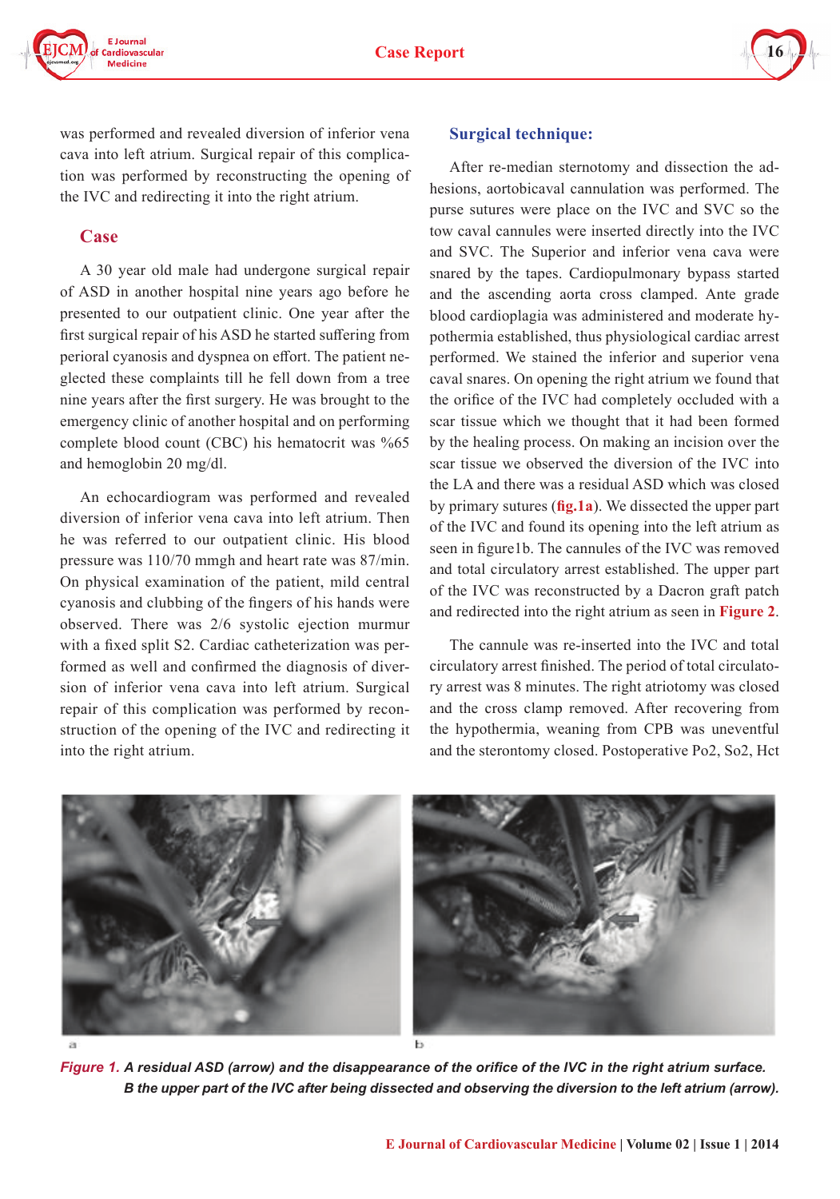was performed and revealed diversion of inferior vena cava into left atrium. Surgical repair of this complication was performed by reconstructing the opening of the IVC and redirecting it into the right atrium.

## Case

A 30 year old male had undergone surgical repair of ASD in another hospital nine years ago before he presented to our outpatient clinic. One year after the first surgical repair of his ASD he started suffering from perioral cyanosis and dyspnea on effort. The patient neglected these complaints till he fell down from a tree nine years after the first surgery. He was brought to the emergency clinic of another hospital and on performing complete blood count (CBC) his hematocrit was %65 and hemoglobin 20 mg/dl.

An echocardiogram was performed and revealed diversion of inferior vena cava into left atrium. Then he was referred to our outpatient clinic. His blood pressure was 110/70 mmgh and heart rate was 87/min. On physical examination of the patient, mild central cyanosis and clubbing of the fingers of his hands were observed. There was 2/6 systolic ejection murmur with a fixed split S2. Cardiac catheterization was performed as well and confirmed the diagnosis of diversion of inferior vena cava into left atrium. Surgical repair of this complication was performed by reconstruction of the opening of the IVC and redirecting it into the right atrium.

## Surgical technique:

After re-median sternotomy and dissection the adhesions, aortobicaval cannulation was performed. The purse sutures were place on the IVC and SVC so the tow caval cannules were inserted directly into the IVC and SVC. The Superior and inferior vena cava were snared by the tapes. Cardiopulmonary bypass started and the ascending aorta cross clamped. Ante grade blood cardioplagia was administered and moderate hypothermia established, thus physiological cardiac arrest performed. We stained the inferior and superior vena caval snares. On opening the right atrium we found that the orifice of the IVC had completely occluded with a scar tissue which we thought that it had been formed by the healing process. On making an incision over the scar tissue we observed the diversion of the IVC into the LA and there was a residual ASD which was closed by primary sutures (**fig.1a**). We dissected the upper part of the IVC and found its opening into the left atrium as seen in figure1b. The cannules of the IVC was removed and total circulatory arrest established. The upper part of the IVC was reconstructed by a Dacron graft patch and redirected into the right atrium as seen in **Figure 2**.

The cannule was re-inserted into the IVC and total circulatory arrest finished. The period of total circulatory arrest was 8 minutes. The right atriotomy was closed and the cross clamp removed. After recovering from the hypothermia, weaning from CPB was uneventful and the sterontomy closed. Postoperative Po2, So2, Hct

*Figure 1. A residual ASD (arrow) and the disappearance of the orifice of the IVC in the right atrium surface. B the upper part of the IVC after being dissected and observing the diversion to the left atrium (arrow).*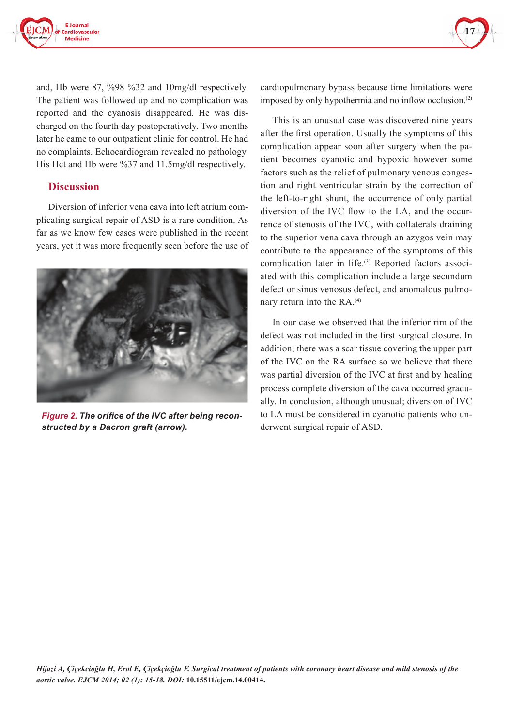and, Hb were 87, %98 %32 and 10mg/dl respectively. The patient was followed up and no complication was reported and the cyanosis disappeared. He was discharged on the fourth day postoperatively. Two months later he came to our outpatient clinic for control. He had no complaints. Echocardiogram revealed no pathology. His Hct and Hb were %37 and 11.5mg/dl respectively.

## Discussion

Diversion of inferior vena cava into left atrium complicating surgical repair of ASD is a rare condition. As far as we know few cases were published in the recent years, yet it was more frequently seen before the use of cardiopulmonary bypass because time limitations were imposed by only hypothermia and no inflow occlusion.[2]

*Figure 2. The orifice of the IVC after being reconstructed by a Dacron graft (arrow).*

This is an unusual case was discovered nine years after the first operation. Usually the symptoms of this complication appear soon after surgery when the patient becomes cyanotic and hypoxic however some factors such as the relief of pulmonary venous congestion and right ventricular strain by the correction of the left-to-right shunt, the occurrence of only partial diversion of the IVC flow to the LA, and the occurrence of stenosis of the IVC, with collaterals draining to the superior vena cava through an azygos vein may contribute to the appearance of the symptoms of this complication later in life.[3] Reported factors associated with this complication include a large secundum defect or sinus venosus defect, and anomalous pulmonary return into the RA.[4]

In our case we observed that the inferior rim of the defect was not included in the first surgical closure. In addition; there was a scar tissue covering the upper part of the IVC on the RA surface so we believe that there was partial diversion of the IVC at first and by healing process complete diversion of the cava occurred gradually. In conclusion, although unusual; diversion of IVC to LA must be considered in cyanotic patients who underwent surgical repair of ASD.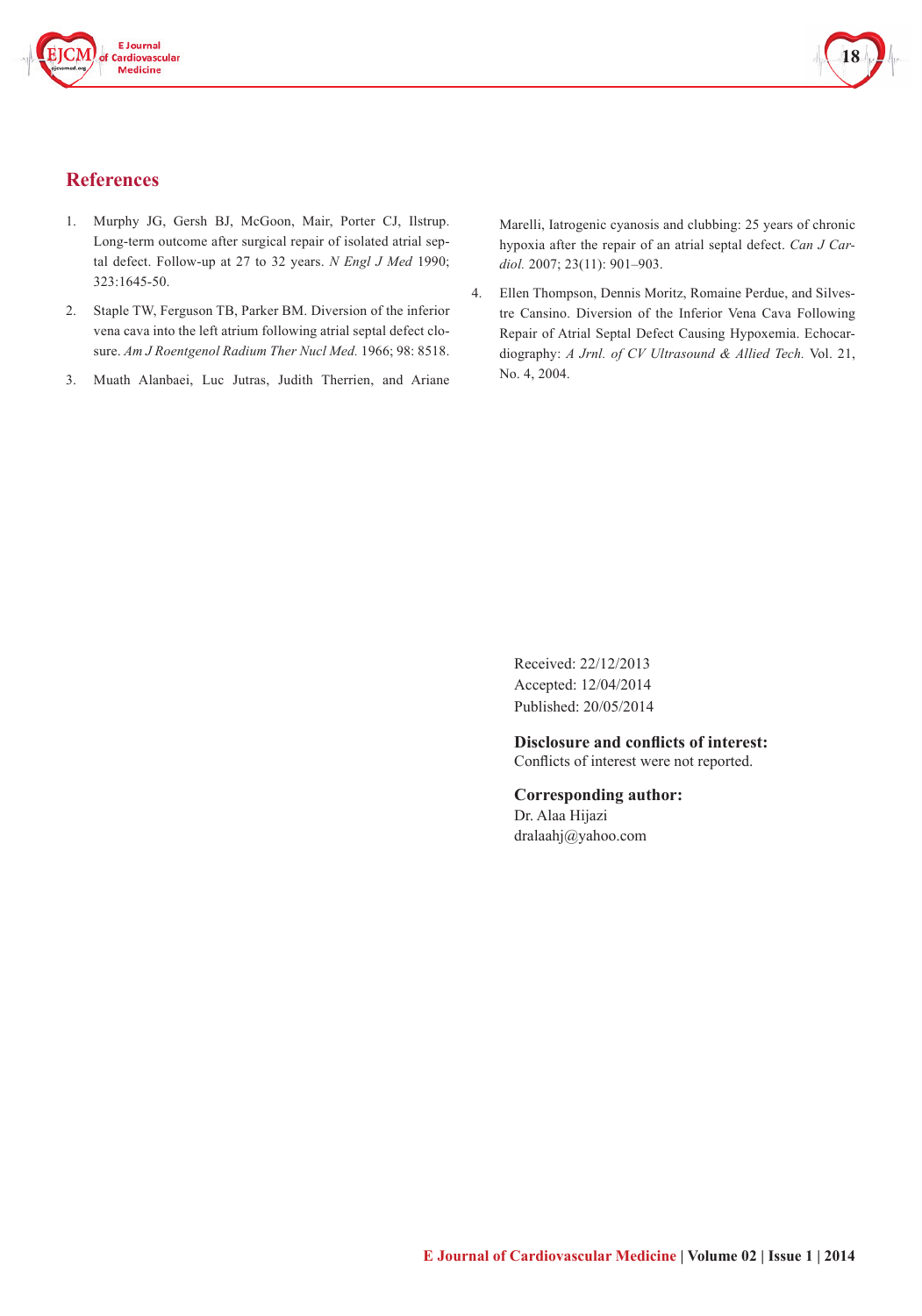## References

1. Murphy JG, Gersh BJ, McGoon, Mair, Porter CJ, Ilstrup. Long-term outcome after surgical repair of isolated atrial septal defect. Follow-up at 27 to 32 years. *N Engl J Med* 1990; 323:1645-50.

2. Staple TW, Ferguson TB, Parker BM. Diversion of the inferior vena cava into the left atrium following atrial septal defect closure. *Am J Roentgenol Radium Ther Nucl Med.* 1966; 98: 8518.

3. Muath Alanbaei, Luc Jutras, Judith Therrien, and Ariane Marelli, Iatrogenic cyanosis and clubbing: 25 years of chronic hypoxia after the repair of an atrial septal defect. *Can J Cardiol.* 2007; 23(11): 901–903.

4. Ellen Thompson, Dennis Moritz, Romaine Perdue, and Silvestre Cansino. Diversion of the Inferior Vena Cava Following Repair of Atrial Septal Defect Causing Hypoxemia. Echocardiography: *A Jrnl. of CV Ultrasound & Allied Tech.* Vol. 21, No. 4, 2004.

Received: 22/12/2013
Accepted: 12/04/2014
Published: 20/05/2014

**Disclosure and conflicts of interest:**
Conflicts of interest were not reported.

**Corresponding author:**
Dr. Alaa Hijazi
dralaahj@yahoo.com